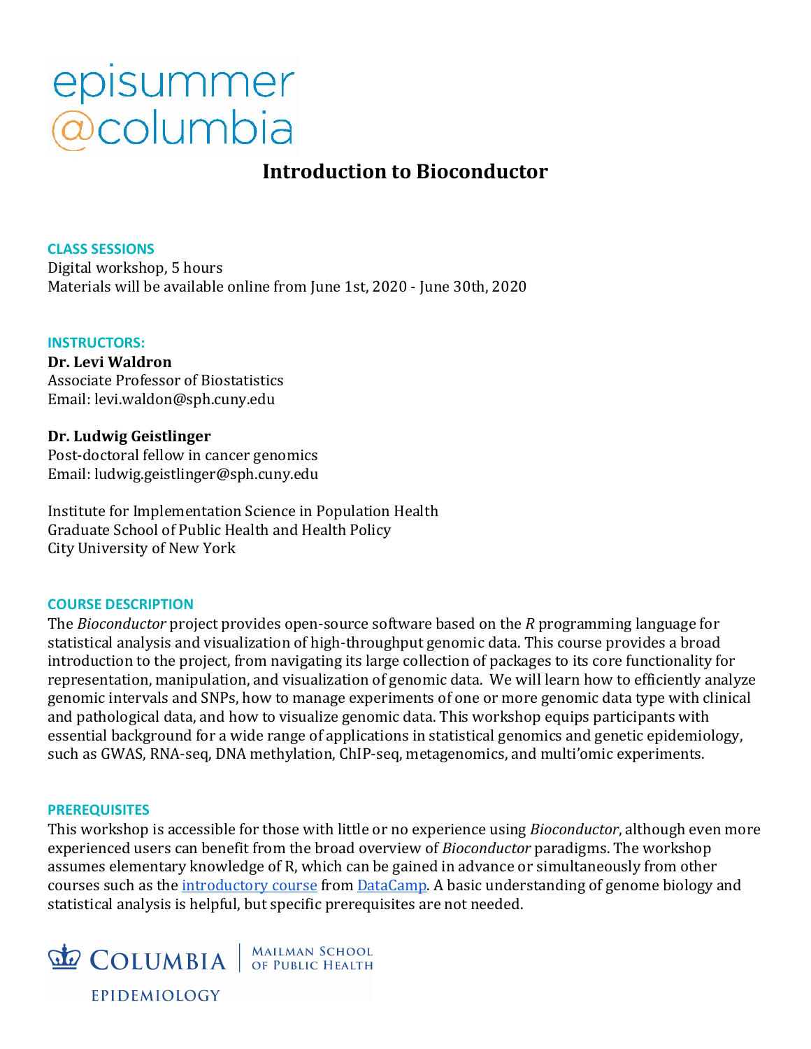episummer
@columbia

# Introduction to Bioconductor

## CLASS SESSIONS

Digital workshop, 5 hours
Materials will be available online from June 1st, 2020 - June 30th, 2020

## INSTRUCTORS:

**Dr. Levi Waldron**
Associate Professor of Biostatistics
Email: levi.waldon@sph.cuny.edu

**Dr. Ludwig Geistlinger**
Post-doctoral fellow in cancer genomics
Email: ludwig.geistlinger@sph.cuny.edu

Institute for Implementation Science in Population Health
Graduate School of Public Health and Health Policy
City University of New York

## COURSE DESCRIPTION

The *Bioconductor* project provides open-source software based on the *R* programming language for statistical analysis and visualization of high-throughput genomic data. This course provides a broad introduction to the project, from navigating its large collection of packages to its core functionality for representation, manipulation, and visualization of genomic data. We will learn how to efficiently analyze genomic intervals and SNPs, how to manage experiments of one or more genomic data type with clinical and pathological data, and how to visualize genomic data. This workshop equips participants with essential background for a wide range of applications in statistical genomics and genetic epidemiology, such as GWAS, RNA-seq, DNA methylation, ChIP-seq, metagenomics, and multi'omic experiments.

## PREREQUISITES

This workshop is accessible for those with little or no experience using *Bioconductor*, although even more experienced users can benefit from the broad overview of *Bioconductor* paradigms. The workshop assumes elementary knowledge of R, which can be gained in advance or simultaneously from other courses such as the introductory course from DataCamp. A basic understanding of genome biology and statistical analysis is helpful, but specific prerequisites are not needed.

COLUMBIA | MAILMAN SCHOOL OF PUBLIC HEALTH
EPIDEMIOLOGY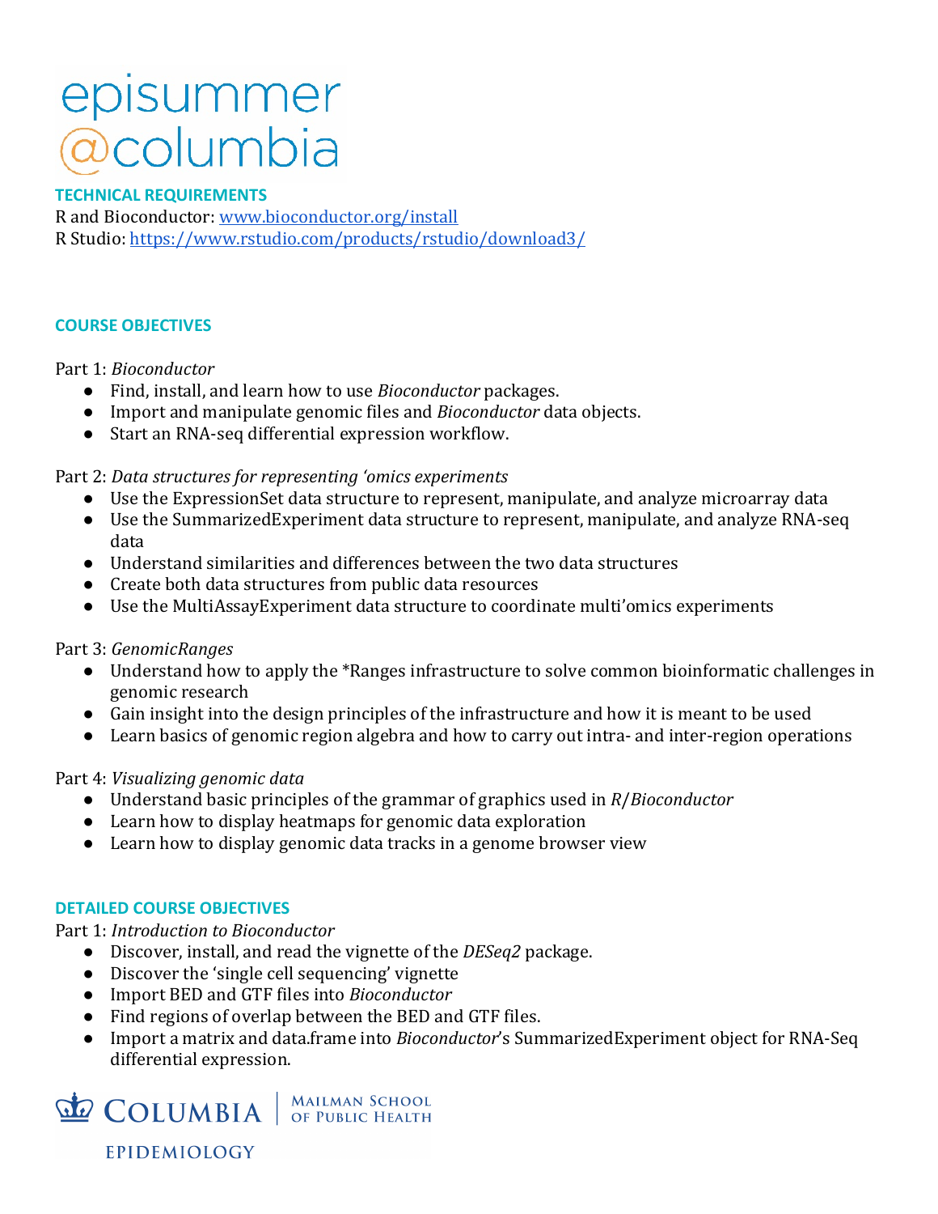**TECHNICAL REQUIREMENTS**

R and Bioconductor: [www.bioconductor.org/install](www.bioconductor.org/install)
R Studio: [https://www.rstudio.com/products/rstudio/download3/](https://www.rstudio.com/products/rstudio/download3/)

## COURSE OBJECTIVES

Part 1: *Bioconductor*

- Find, install, and learn how to use *Bioconductor* packages.
- Import and manipulate genomic files and *Bioconductor* data objects.
- Start an RNA-seq differential expression workflow.

Part 2: *Data structures for representing 'omics experiments*

- Use the ExpressionSet data structure to represent, manipulate, and analyze microarray data
- Use the SummarizedExperiment data structure to represent, manipulate, and analyze RNA-seq data
- Understand similarities and differences between the two data structures
- Create both data structures from public data resources
- Use the MultiAssayExperiment data structure to coordinate multi'omics experiments

Part 3: *GenomicRanges*

- Understand how to apply the *Ranges infrastructure to solve common bioinformatic challenges in genomic research
- Gain insight into the design principles of the infrastructure and how it is meant to be used
- Learn basics of genomic region algebra and how to carry out intra- and inter-region operations

Part 4: *Visualizing genomic data*

- Understand basic principles of the grammar of graphics used in *R*/*Bioconductor*
- Learn how to display heatmaps for genomic data exploration
- Learn how to display genomic data tracks in a genome browser view

## DETAILED COURSE OBJECTIVES

Part 1: *Introduction to Bioconductor*

- Discover, install, and read the vignette of the *DESeq2* package.
- Discover the 'single cell sequencing' vignette
- Import BED and GTF files into *Bioconductor*
- Find regions of overlap between the BED and GTF files.
- Import a matrix and data.frame into *Bioconductor*'s SummarizedExperiment object for RNA-Seq differential expression.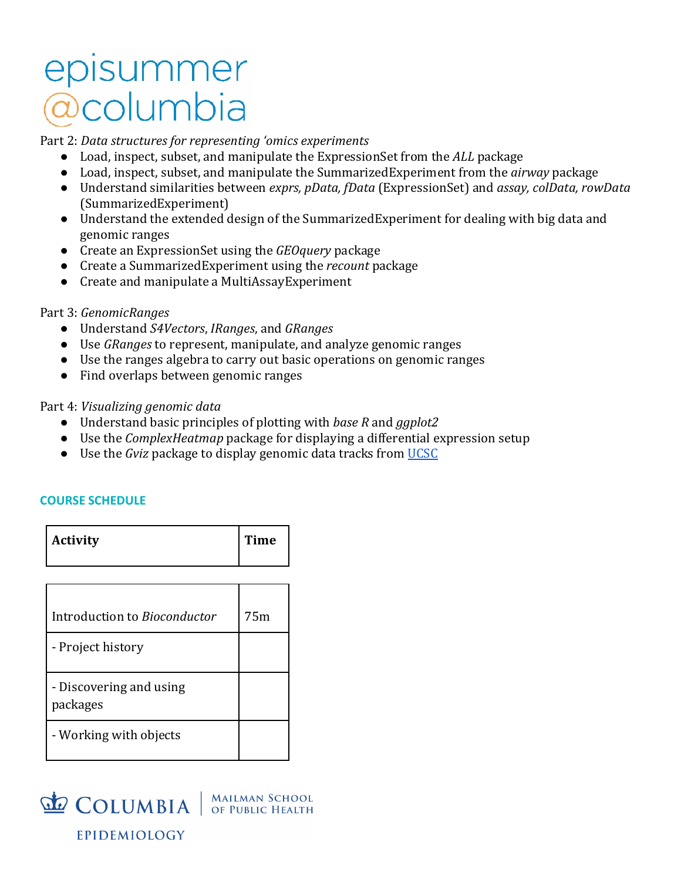Part 2: *Data structures for representing 'omics experiments*

- Load, inspect, subset, and manipulate the ExpressionSet from the *ALL* package
- Load, inspect, subset, and manipulate the SummarizedExperiment from the *airway* package
- Understand similarities between *exprs, pData, fData* (ExpressionSet) and *assay, colData, rowData* (SummarizedExperiment)
- Understand the extended design of the SummarizedExperiment for dealing with big data and genomic ranges
- Create an ExpressionSet using the *GEOquery* package
- Create a SummarizedExperiment using the *recount* package
- Create and manipulate a MultiAssayExperiment

Part 3: *GenomicRanges*

- Understand *S4Vectors*, *IRanges*, and *GRanges*
- Use *GRanges* to represent, manipulate, and analyze genomic ranges
- Use the ranges algebra to carry out basic operations on genomic ranges
- Find overlaps between genomic ranges

Part 4: *Visualizing genomic data*

- Understand basic principles of plotting with *base R* and *ggplot2*
- Use the *ComplexHeatmap* package for displaying a differential expression setup
- Use the *Gviz* package to display genomic data tracks from [UCSC]()

## COURSE SCHEDULE

| Activity | Time |
|---|---|
| Introduction to *Bioconductor* | 75m |
| - Project history | |
| - Discovering and using packages | |
| - Working with objects | |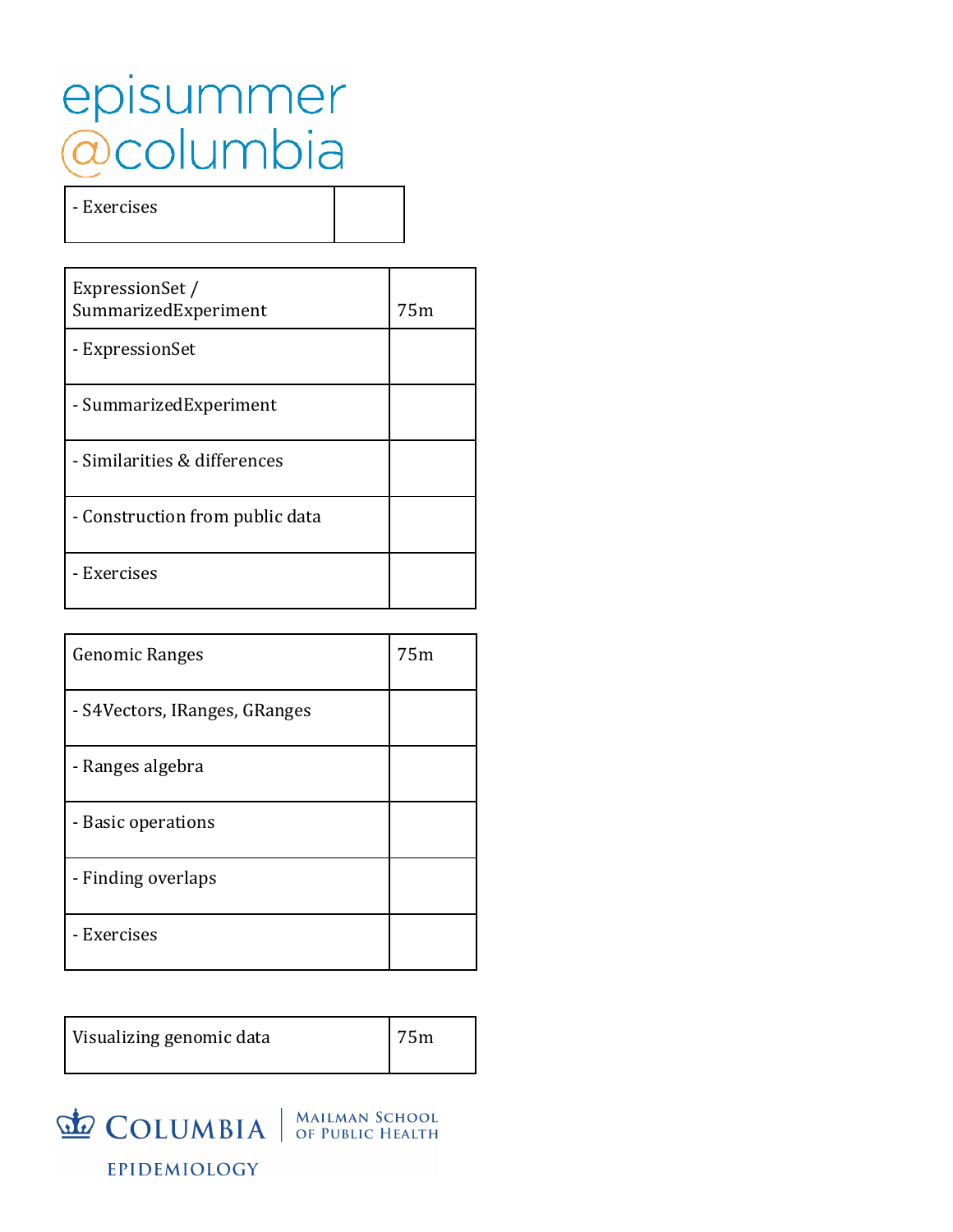| - Exercises | |
|---|---|

| ExpressionSet / SummarizedExperiment | 75m |
|---|---|
| - ExpressionSet | |
| - SummarizedExperiment | |
| - Similarities & differences | |
| - Construction from public data | |
| - Exercises | |

| Genomic Ranges | 75m |
|---|---|
| - S4Vectors, IRanges, GRanges | |
| - Ranges algebra | |
| - Basic operations | |
| - Finding overlaps | |
| - Exercises | |

| Visualizing genomic data | 75m |
|---|---|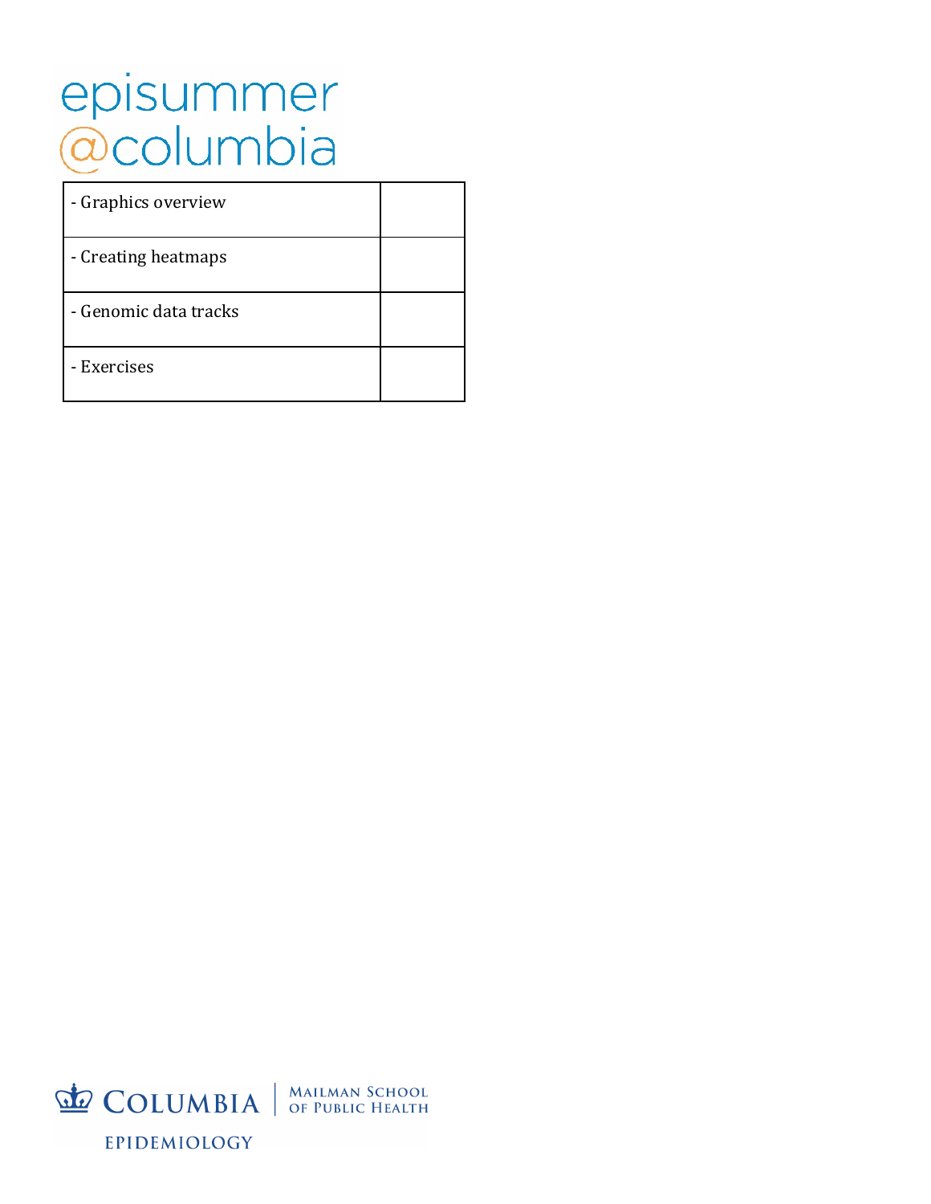episummer
@columbia

| | |
|---|---|
| - Graphics overview | |
| - Creating heatmaps | |
| - Genomic data tracks | |
| - Exercises | |

COLUMBIA | MAILMAN SCHOOL OF PUBLIC HEALTH

EPIDEMIOLOGY